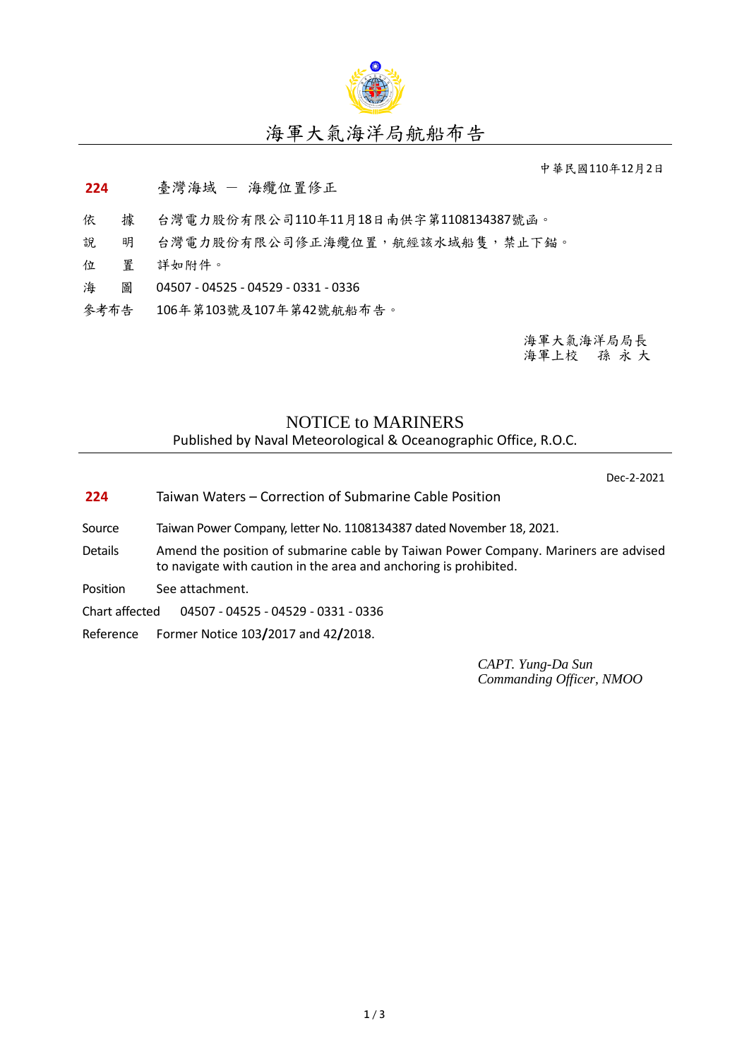# 海軍大氣海洋局航船布告

中華民國110年12月2日

**224** 臺灣海域 － 海纜位置修正

依　　據　台灣電力股份有限公司110年11月18日南供字第1108134387號函。

說　　明　台灣電力股份有限公司修正海纜位置，航經該水域船隻，禁止下錨。

位　　置　詳如附件。

海　　圖　04507 - 04525 - 04529 - 0331 - 0336

參考布告　106年第103號及107年第42號航船布告。

海軍大氣海洋局局長
海軍上校　孫 永 大

# NOTICE to MARINERS

Published by Naval Meteorological & Oceanographic Office, R.O.C.

Dec-2-2021

**224** Taiwan Waters – Correction of Submarine Cable Position

Source　Taiwan Power Company, letter No. 1108134387 dated November 18, 2021.

Details　Amend the position of submarine cable by Taiwan Power Company. Mariners are advised to navigate with caution in the area and anchoring is prohibited.

Position　See attachment.

Chart affected　04507 - 04525 - 04529 - 0331 - 0336

Reference　Former Notice 103/2017 and 42/2018.

*CAPT. Yung-Da Sun*
*Commanding Officer, NMOO*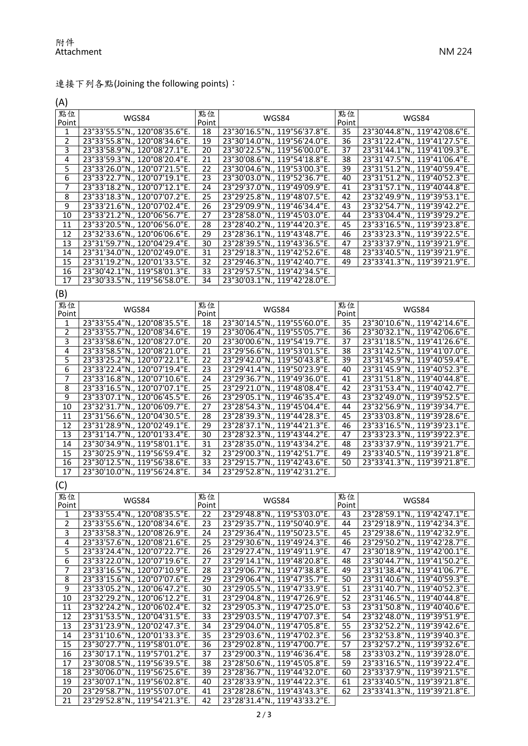附件
Attachment

NM 224

連接下列各點(Joining the following points)：

(A)

| 點位 Point | WGS84 | 點位 Point | WGS84 | 點位 Point | WGS84 |
|---|---|---|---|---|---|
| 1 | 23°33'55.5"N., 120°08'35.6"E. | 18 | 23°30'16.5"N., 119°56'37.8"E. | 35 | 23°30'44.8"N., 119°42'08.6"E. |
| 2 | 23°33'55.8"N., 120°08'34.6"E. | 19 | 23°30'14.0"N., 119°56'24.0"E. | 36 | 23°31'22.4"N., 119°41'27.5"E. |
| 3 | 23°33'58.9"N., 120°08'27.1"E. | 20 | 23°30'22.5"N., 119°56'00.0"E. | 37 | 23°31'44.1"N., 119°41'09.3"E. |
| 4 | 23°33'59.3"N., 120°08'20.4"E. | 21 | 23°30'08.6"N., 119°54'18.8"E. | 38 | 23°31'47.5"N., 119°41'06.4"E. |
| 5 | 23°33'26.0"N., 120°07'21.5"E. | 22 | 23°30'04.6"N., 119°53'00.3"E. | 39 | 23°31'51.2"N., 119°40'59.4"E. |
| 6 | 23°33'22.7"N., 120°07'19.1"E. | 23 | 23°30'03.0"N., 119°52'36.7"E. | 40 | 23°31'51.2"N., 119°40'52.3"E. |
| 7 | 23°33'18.2"N., 120°07'12.1"E. | 24 | 23°29'37.0"N., 119°49'09.9"E. | 41 | 23°31'57.1"N., 119°40'44.8"E. |
| 8 | 23°33'18.3"N., 120°07'07.2"E. | 25 | 23°29'25.8"N., 119°48'07.5"E. | 42 | 23°32'49.9"N., 119°39'53.1"E. |
| 9 | 23°33'21.6"N., 120°07'02.4"E. | 26 | 23°29'09.9"N., 119°46'34.4"E. | 43 | 23°32'54.7"N., 119°39'42.2"E. |
| 10 | 23°33'21.2"N., 120°06'56.7"E. | 27 | 23°28'58.0"N., 119°45'03.0"E. | 44 | 23°33'04.4"N., 119°39'29.2"E. |
| 11 | 23°33'20.5"N., 120°06'56.0"E. | 28 | 23°28'40.2"N., 119°44'20.3"E. | 45 | 23°33'16.5"N., 119°39'23.8"E. |
| 12 | 23°32'33.6"N., 120°06'06.6"E. | 29 | 23°28'36.1"N., 119°43'48.7"E. | 46 | 23°33'23.3"N., 119°39'22.5"E. |
| 13 | 23°31'59.7"N., 120°04'29.4"E. | 30 | 23°28'39.5"N., 119°43'36.5"E. | 47 | 23°33'37.9"N., 119°39'21.9"E. |
| 14 | 23°31'34.0"N., 120°02'49.0"E. | 31 | 23°29'18.3"N., 119°42'52.6"E. | 48 | 23°33'40.5"N., 119°39'21.9"E. |
| 15 | 23°31'19.2"N., 120°01'33.5"E. | 32 | 23°29'46.3"N., 119°42'40.7"E. | 49 | 23°33'41.3"N., 119°39'21.9"E. |
| 16 | 23°30'42.1"N., 119°58'01.3"E. | 33 | 23°29'57.5"N., 119°42'34.5"E. | | |
| 17 | 23°30'33.5"N., 119°56'58.0"E. | 34 | 23°30'03.1"N., 119°42'28.0"E. | | |

(B)

| 點位 Point | WGS84 | 點位 Point | WGS84 | 點位 Point | WGS84 |
|---|---|---|---|---|---|
| 1 | 23°33'55.4"N., 120°08'35.5"E. | 18 | 23°30'14.5"N., 119°55'60.0"E. | 35 | 23°30'10.6"N., 119°42'14.6"E. |
| 2 | 23°33'55.7"N., 120°08'34.6"E. | 19 | 23°30'06.4"N., 119°55'05.7"E. | 36 | 23°30'32.1"N., 119°42'06.6"E. |
| 3 | 23°33'58.6"N., 120°08'27.0"E. | 20 | 23°30'00.6"N., 119°54'19.7"E. | 37 | 23°31'18.5"N., 119°41'26.6"E. |
| 4 | 23°33'58.5"N., 120°08'21.0"E. | 21 | 23°29'56.6"N., 119°53'01.5"E. | 38 | 23°31'42.5"N., 119°41'07.0"E. |
| 5 | 23°33'25.2"N., 120°07'22.1"E. | 22 | 23°29'42.0"N., 119°50'43.8"E. | 39 | 23°31'45.9"N., 119°40'59.4"E. |
| 6 | 23°33'22.4"N., 120°07'19.4"E. | 23 | 23°29'41.4"N., 119°50'23.9"E. | 40 | 23°31'45.9"N., 119°40'52.3"E. |
| 7 | 23°33'16.8"N., 120°07'10.6"E. | 24 | 23°29'36.7"N., 119°49'36.0"E. | 41 | 23°31'51.8"N., 119°40'44.8"E. |
| 8 | 23°33'16.5"N., 120°07'07.1"E. | 25 | 23°29'21.0"N., 119°48'08.4"E. | 42 | 23°31'53.4"N., 119°40'42.7"E. |
| 9 | 23°33'07.1"N., 120°06'45.5"E. | 26 | 23°29'05.1"N., 119°46'35.4"E. | 43 | 23°32'49.0"N., 119°39'52.5"E. |
| 10 | 23°32'31.7"N., 120°06'09.7"E. | 27 | 23°28'54.3"N., 119°45'04.4"E. | 44 | 23°32'56.9"N., 119°39'34.7"E. |
| 11 | 23°31'56.6"N., 120°04'30.5"E. | 28 | 23°28'39.3"N., 119°44'28.3"E. | 45 | 23°33'03.8"N., 119°39'28.6"E. |
| 12 | 23°31'28.9"N., 120°02'49.1"E. | 29 | 23°28'37.1"N., 119°44'21.3"E. | 46 | 23°33'16.5"N., 119°39'23.1"E. |
| 13 | 23°31'14.7"N., 120°01'33.4"E. | 30 | 23°28'32.3"N., 119°43'44.2"E. | 47 | 23°33'23.3"N., 119°39'22.3"E. |
| 14 | 23°30'34.9"N., 119°58'01.1"E. | 31 | 23°28'35.0"N., 119°43'34.2"E. | 48 | 23°33'37.9"N., 119°39'21.7"E. |
| 15 | 23°30'25.9"N., 119°56'59.4"E. | 32 | 23°29'00.3"N., 119°42'51.7"E. | 49 | 23°33'40.5"N., 119°39'21.8"E. |
| 16 | 23°30'12.5"N., 119°56'38.6"E. | 33 | 23°29'15.7"N., 119°42'43.6"E. | 50 | 23°33'41.3"N., 119°39'21.8"E. |
| 17 | 23°30'10.0"N., 119°56'24.8"E. | 34 | 23°29'52.8"N., 119°42'31.2"E. | | |

(C)

| 點位 Point | WGS84 | 點位 Point | WGS84 | 點位 Point | WGS84 |
|---|---|---|---|---|---|
| 1 | 23°33'55.4"N., 120°08'35.5"E. | 22 | 23°29'48.8"N., 119°53'03.0"E. | 43 | 23°28'59.1"N., 119°42'47.1"E. |
| 2 | 23°33'55.6"N., 120°08'34.6"E. | 23 | 23°29'35.7"N., 119°50'40.9"E. | 44 | 23°29'18.9"N., 119°42'34.3"E. |
| 3 | 23°33'58.3"N., 120°08'26.9"E. | 24 | 23°29'36.4"N., 119°50'23.5"E. | 45 | 23°29'38.6"N., 119°42'32.9"E. |
| 4 | 23°33'57.6"N., 120°08'21.6"E. | 25 | 23°29'30.6"N., 119°49'24.3"E. | 46 | 23°29'50.2"N., 119°42'28.7"E. |
| 5 | 23°33'24.4"N., 120°07'22.7"E. | 26 | 23°29'27.4"N., 119°49'11.9"E. | 47 | 23°30'18.9"N., 119°42'00.1"E. |
| 6 | 23°33'22.0"N., 120°07'19.6"E. | 27 | 23°29'14.1"N., 119°48'20.8"E. | 48 | 23°30'44.7"N., 119°41'50.2"E. |
| 7 | 23°33'16.5"N., 120°07'10.9"E. | 28 | 23°29'06.7"N., 119°47'38.8"E. | 49 | 23°31'38.4"N., 119°41'06.7"E. |
| 8 | 23°33'15.6"N., 120°07'07.6"E. | 29 | 23°29'06.4"N., 119°47'35.7"E. | 50 | 23°31'40.6"N., 119°40'59.3"E. |
| 9 | 23°33'05.2"N., 120°06'47.2"E. | 30 | 23°29'05.5"N., 119°47'33.9"E. | 51 | 23°31'40.7"N., 119°40'52.3"E. |
| 10 | 23°32'29.2"N., 120°06'12.2"E. | 31 | 23°29'04.8"N., 119°47'26.9"E. | 52 | 23°31'46.5"N., 119°40'44.8"E. |
| 11 | 23°32'24.2"N., 120°06'02.4"E. | 32 | 23°29'05.3"N., 119°47'25.0"E. | 53 | 23°31'50.8"N., 119°40'40.6"E. |
| 12 | 23°31'53.5"N., 120°04'31.5"E. | 33 | 23°29'03.5"N., 119°47'07.3"E. | 54 | 23°32'48.0"N., 119°39'51.9"E. |
| 13 | 23°31'23.9"N., 120°02'47.3"E. | 34 | 23°29'04.0"N., 119°47'05.8"E. | 55 | 23°32'52.2"N., 119°39'42.6"E. |
| 14 | 23°31'10.6"N., 120°01'33.3"E. | 35 | 23°29'03.6"N., 119°47'02.3"E. | 56 | 23°32'53.8"N., 119°39'40.3"E. |
| 15 | 23°30'27.7"N., 119°58'01.0"E. | 36 | 23°29'02.8"N., 119°47'00.7"E. | 57 | 23°32'57.2"N., 119°39'32.6"E. |
| 16 | 23°30'17.1"N., 119°57'01.2"E. | 37 | 23°29'00.3"N., 119°46'36.4"E. | 58 | 23°33'03.2"N., 119°39'28.0"E. |
| 17 | 23°30'08.5"N., 119°56'39.5"E. | 38 | 23°28'50.6"N., 119°45'05.8"E. | 59 | 23°33'16.5"N., 119°39'22.4"E. |
| 18 | 23°30'06.0"N., 119°56'25.6"E. | 39 | 23°28'36.7"N., 119°44'32.0"E. | 60 | 23°33'37.9"N., 119°39'21.5"E. |
| 19 | 23°30'07.1"N., 119°56'02.8"E. | 40 | 23°28'33.9"N., 119°44'22.3"E. | 61 | 23°33'40.5"N., 119°39'21.8"E. |
| 20 | 23°29'58.7"N., 119°55'07.0"E. | 41 | 23°28'28.6"N., 119°43'43.3"E. | 62 | 23°33'41.3"N., 119°39'21.8"E. |
| 21 | 23°29'52.8"N., 119°54'21.3"E. | 42 | 23°28'31.4"N., 119°43'33.2"E. | | |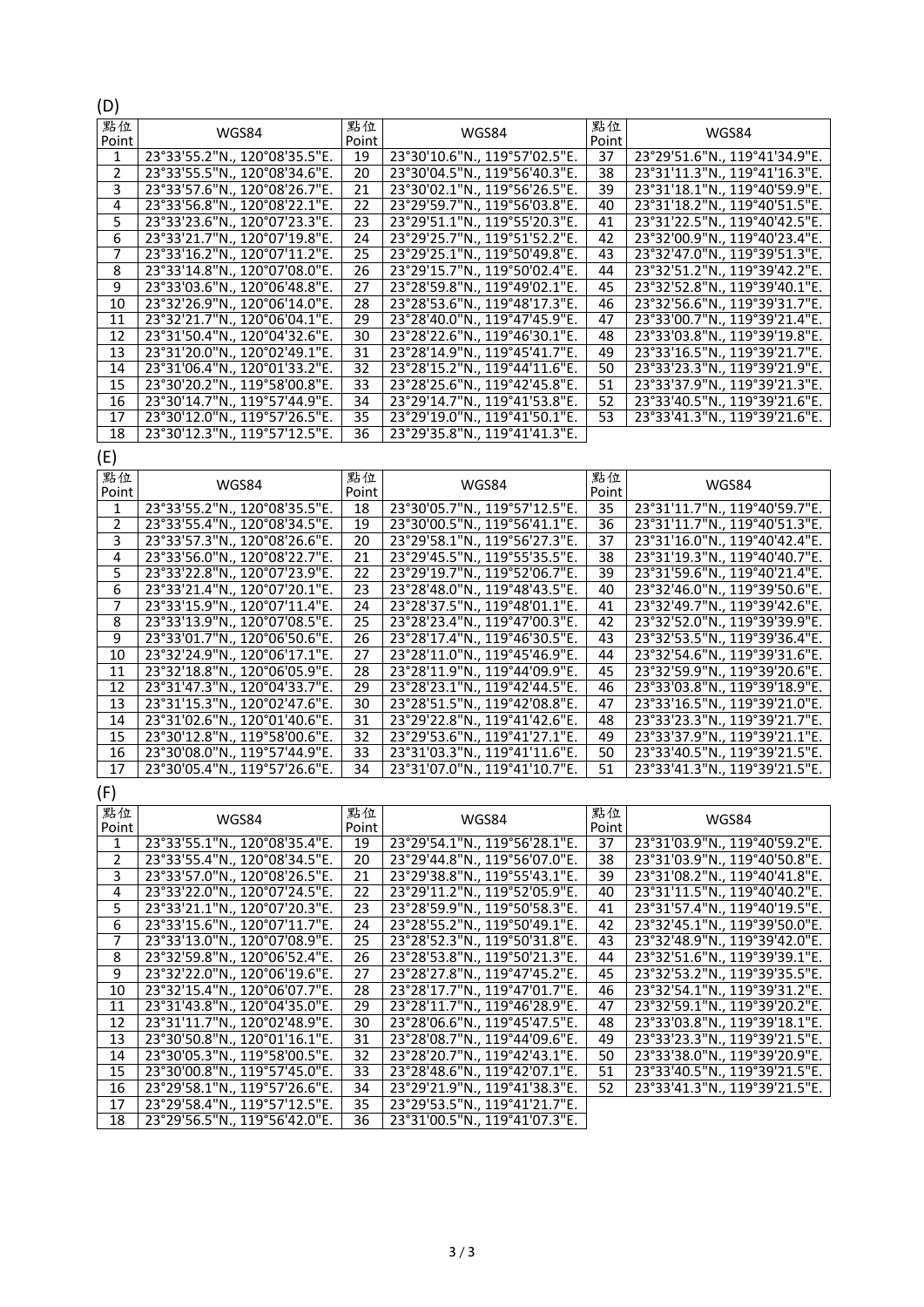(D)

| 點位 Point | WGS84 | 點位 Point | WGS84 | 點位 Point | WGS84 |
|---|---|---|---|---|---|
| 1 | 23°33'55.2"N., 120°08'35.5"E. | 19 | 23°30'10.6"N., 119°57'02.5"E. | 37 | 23°29'51.6"N., 119°41'34.9"E. |
| 2 | 23°33'55.5"N., 120°08'34.6"E. | 20 | 23°30'04.5"N., 119°56'40.3"E. | 38 | 23°31'11.3"N., 119°41'16.3"E. |
| 3 | 23°33'57.6"N., 120°08'26.7"E. | 21 | 23°30'02.1"N., 119°56'26.5"E. | 39 | 23°31'18.1"N., 119°40'59.9"E. |
| 4 | 23°33'56.8"N., 120°08'22.1"E. | 22 | 23°29'59.7"N., 119°56'03.8"E. | 40 | 23°31'18.2"N., 119°40'51.5"E. |
| 5 | 23°33'23.6"N., 120°07'23.3"E. | 23 | 23°29'51.1"N., 119°55'20.3"E. | 41 | 23°31'22.5"N., 119°40'42.5"E. |
| 6 | 23°33'21.7"N., 120°07'19.8"E. | 24 | 23°29'25.7"N., 119°51'52.2"E. | 42 | 23°32'00.9"N., 119°40'23.4"E. |
| 7 | 23°33'16.2"N., 120°07'11.2"E. | 25 | 23°29'25.1"N., 119°50'49.8"E. | 43 | 23°32'47.0"N., 119°39'51.3"E. |
| 8 | 23°33'14.8"N., 120°07'08.0"E. | 26 | 23°29'15.7"N., 119°50'02.4"E. | 44 | 23°32'51.2"N., 119°39'42.2"E. |
| 9 | 23°33'03.6"N., 120°06'48.8"E. | 27 | 23°28'59.8"N., 119°49'02.1"E. | 45 | 23°32'52.8"N., 119°39'40.1"E. |
| 10 | 23°32'26.9"N., 120°06'14.0"E. | 28 | 23°28'53.6"N., 119°48'17.3"E. | 46 | 23°32'56.6"N., 119°39'31.7"E. |
| 11 | 23°32'21.7"N., 120°06'04.1"E. | 29 | 23°28'40.0"N., 119°47'45.9"E. | 47 | 23°33'00.7"N., 119°39'21.4"E. |
| 12 | 23°31'50.4"N., 120°04'32.6"E. | 30 | 23°28'22.6"N., 119°46'30.1"E. | 48 | 23°33'03.8"N., 119°39'19.8"E. |
| 13 | 23°31'20.0"N., 120°02'49.1"E. | 31 | 23°28'14.9"N., 119°45'41.7"E. | 49 | 23°33'16.5"N., 119°39'21.7"E. |
| 14 | 23°31'06.4"N., 120°01'33.2"E. | 32 | 23°28'15.2"N., 119°44'11.6"E. | 50 | 23°33'23.3"N., 119°39'21.9"E. |
| 15 | 23°30'20.2"N., 119°58'00.8"E. | 33 | 23°28'25.6"N., 119°42'45.8"E. | 51 | 23°33'37.9"N., 119°39'21.3"E. |
| 16 | 23°30'14.7"N., 119°57'44.9"E. | 34 | 23°29'14.7"N., 119°41'53.8"E. | 52 | 23°33'40.5"N., 119°39'21.6"E. |
| 17 | 23°30'12.0"N., 119°57'26.5"E. | 35 | 23°29'19.0"N., 119°41'50.1"E. | 53 | 23°33'41.3"N., 119°39'21.6"E. |
| 18 | 23°30'12.3"N., 119°57'12.5"E. | 36 | 23°29'35.8"N., 119°41'41.3"E. | | |

(E)

| 點位 Point | WGS84 | 點位 Point | WGS84 | 點位 Point | WGS84 |
|---|---|---|---|---|---|
| 1 | 23°33'55.2"N., 120°08'35.5"E. | 18 | 23°30'05.7"N., 119°57'12.5"E. | 35 | 23°31'11.7"N., 119°40'59.7"E. |
| 2 | 23°33'55.4"N., 120°08'34.5"E. | 19 | 23°30'00.5"N., 119°56'41.1"E. | 36 | 23°31'11.7"N., 119°40'51.3"E. |
| 3 | 23°33'57.3"N., 120°08'26.6"E. | 20 | 23°29'58.1"N., 119°56'27.3"E. | 37 | 23°31'16.0"N., 119°40'42.4"E. |
| 4 | 23°33'56.0"N., 120°08'22.7"E. | 21 | 23°29'45.5"N., 119°55'35.5"E. | 38 | 23°31'19.3"N., 119°40'40.7"E. |
| 5 | 23°33'22.8"N., 120°07'23.9"E. | 22 | 23°29'19.7"N., 119°52'06.7"E. | 39 | 23°31'59.6"N., 119°40'21.4"E. |
| 6 | 23°33'21.4"N., 120°07'20.1"E. | 23 | 23°28'48.0"N., 119°48'43.5"E. | 40 | 23°32'46.0"N., 119°39'50.6"E. |
| 7 | 23°33'15.9"N., 120°07'11.4"E. | 24 | 23°28'37.5"N., 119°48'01.1"E. | 41 | 23°32'49.7"N., 119°39'42.6"E. |
| 8 | 23°33'13.9"N., 120°07'08.5"E. | 25 | 23°28'23.4"N., 119°47'00.3"E. | 42 | 23°32'52.0"N., 119°39'39.9"E. |
| 9 | 23°33'01.7"N., 120°06'50.6"E. | 26 | 23°28'17.4"N., 119°46'30.5"E. | 43 | 23°32'53.5"N., 119°39'36.4"E. |
| 10 | 23°32'24.9"N., 120°06'17.1"E. | 27 | 23°28'11.0"N., 119°45'46.9"E. | 44 | 23°32'54.6"N., 119°39'31.6"E. |
| 11 | 23°32'18.8"N., 120°06'05.9"E. | 28 | 23°28'11.9"N., 119°44'09.9"E. | 45 | 23°32'59.9"N., 119°39'20.6"E. |
| 12 | 23°31'47.3"N., 120°04'33.7"E. | 29 | 23°28'23.1"N., 119°42'44.5"E. | 46 | 23°33'03.8"N., 119°39'18.9"E. |
| 13 | 23°31'15.3"N., 120°02'47.6"E. | 30 | 23°28'51.5"N., 119°42'08.8"E. | 47 | 23°33'16.5"N., 119°39'21.0"E. |
| 14 | 23°31'02.6"N., 120°01'40.6"E. | 31 | 23°29'22.8"N., 119°41'42.6"E. | 48 | 23°33'23.3"N., 119°39'21.7"E. |
| 15 | 23°30'12.8"N., 119°58'00.6"E. | 32 | 23°29'53.6"N., 119°41'27.1"E. | 49 | 23°33'37.9"N., 119°39'21.1"E. |
| 16 | 23°30'08.0"N., 119°57'44.9"E. | 33 | 23°31'03.3"N., 119°41'11.6"E. | 50 | 23°33'40.5"N., 119°39'21.5"E. |
| 17 | 23°30'05.4"N., 119°57'26.6"E. | 34 | 23°31'07.0"N., 119°41'10.7"E. | 51 | 23°33'41.3"N., 119°39'21.5"E. |

(F)

| 點位 Point | WGS84 | 點位 Point | WGS84 | 點位 Point | WGS84 |
|---|---|---|---|---|---|
| 1 | 23°33'55.1"N., 120°08'35.4"E. | 19 | 23°29'54.1"N., 119°56'28.1"E. | 37 | 23°31'03.9"N., 119°40'59.2"E. |
| 2 | 23°33'55.4"N., 120°08'34.5"E. | 20 | 23°29'44.8"N., 119°56'07.0"E. | 38 | 23°31'03.9"N., 119°40'50.8"E. |
| 3 | 23°33'57.0"N., 120°08'26.5"E. | 21 | 23°29'38.8"N., 119°55'43.1"E. | 39 | 23°31'08.2"N., 119°40'41.8"E. |
| 4 | 23°33'22.0"N., 120°07'24.5"E. | 22 | 23°29'11.2"N., 119°52'05.9"E. | 40 | 23°31'11.5"N., 119°40'40.2"E. |
| 5 | 23°33'21.1"N., 120°07'20.3"E. | 23 | 23°28'59.9"N., 119°50'58.3"E. | 41 | 23°31'57.4"N., 119°40'19.5"E. |
| 6 | 23°33'15.6"N., 120°07'11.7"E. | 24 | 23°28'55.2"N., 119°50'49.1"E. | 42 | 23°32'45.1"N., 119°39'50.0"E. |
| 7 | 23°33'13.0"N., 120°07'08.9"E. | 25 | 23°28'52.3"N., 119°50'31.8"E. | 43 | 23°32'48.9"N., 119°39'42.0"E. |
| 8 | 23°32'59.8"N., 120°06'52.4"E. | 26 | 23°28'53.8"N., 119°50'21.3"E. | 44 | 23°32'51.6"N., 119°39'39.1"E. |
| 9 | 23°32'22.0"N., 120°06'19.6"E. | 27 | 23°28'27.8"N., 119°47'45.2"E. | 45 | 23°32'53.2"N., 119°39'35.5"E. |
| 10 | 23°32'15.4"N., 120°06'07.7"E. | 28 | 23°28'17.7"N., 119°47'01.7"E. | 46 | 23°32'54.1"N., 119°39'31.2"E. |
| 11 | 23°31'43.8"N., 120°04'35.0"E. | 29 | 23°28'11.7"N., 119°46'28.9"E. | 47 | 23°32'59.1"N., 119°39'20.2"E. |
| 12 | 23°31'11.7"N., 120°02'48.9"E. | 30 | 23°28'06.6"N., 119°45'47.5"E. | 48 | 23°33'03.8"N., 119°39'18.1"E. |
| 13 | 23°30'50.8"N., 120°01'16.1"E. | 31 | 23°28'08.7"N., 119°44'09.6"E. | 49 | 23°33'23.3"N., 119°39'21.5"E. |
| 14 | 23°30'05.3"N., 119°58'00.5"E. | 32 | 23°28'20.7"N., 119°42'43.1"E. | 50 | 23°33'38.0"N., 119°39'20.9"E. |
| 15 | 23°30'00.8"N., 119°57'45.0"E. | 33 | 23°28'48.6"N., 119°42'07.1"E. | 51 | 23°33'40.5"N., 119°39'21.5"E. |
| 16 | 23°29'58.1"N., 119°57'26.6"E. | 34 | 23°29'21.9"N., 119°41'38.3"E. | 52 | 23°33'41.3"N., 119°39'21.5"E. |
| 17 | 23°29'58.4"N., 119°57'12.5"E. | 35 | 23°29'53.5"N., 119°41'21.7"E. | | |
| 18 | 23°29'56.5"N., 119°56'42.0"E. | 36 | 23°31'00.5"N., 119°41'07.3"E. | | |